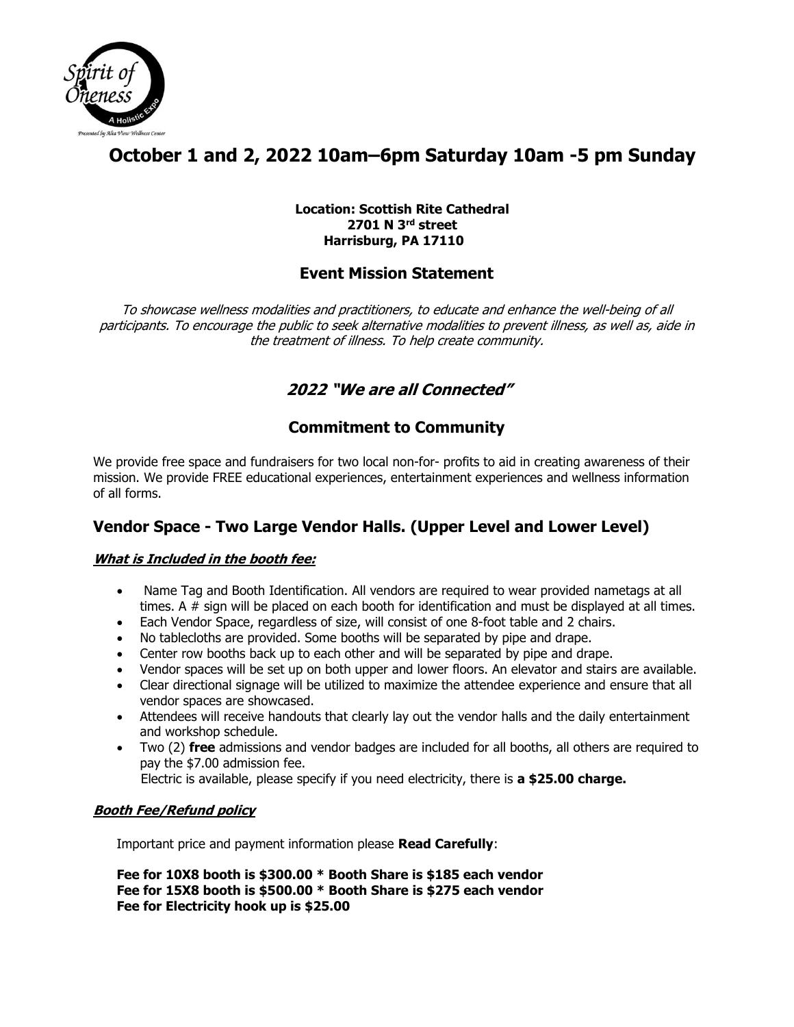# October 1 and 2, 2022 10am–6pm Saturday 10am -5 pm Sunday

**Location: Scottish Rite Cathedral**
**2701 N 3rd street**
**Harrisburg, PA 17110**

## Event Mission Statement

*To showcase wellness modalities and practitioners, to educate and enhance the well-being of all participants. To encourage the public to seek alternative modalities to prevent illness, as well as, aide in the treatment of illness. To help create community.*

## *2022 "We are all Connected"*

## Commitment to Community

We provide free space and fundraisers for two local non-for- profits to aid in creating awareness of their mission. We provide FREE educational experiences, entertainment experiences and wellness information of all forms.

## Vendor Space - Two Large Vendor Halls. (Upper Level and Lower Level)

***What is Included in the booth fee:***

- Name Tag and Booth Identification. All vendors are required to wear provided nametags at all times. A # sign will be placed on each booth for identification and must be displayed at all times.
- Each Vendor Space, regardless of size, will consist of one 8-foot table and 2 chairs.
- No tablecloths are provided. Some booths will be separated by pipe and drape.
- Center row booths back up to each other and will be separated by pipe and drape.
- Vendor spaces will be set up on both upper and lower floors. An elevator and stairs are available.
- Clear directional signage will be utilized to maximize the attendee experience and ensure that all vendor spaces are showcased.
- Attendees will receive handouts that clearly lay out the vendor halls and the daily entertainment and workshop schedule.
- Two (2) **free** admissions and vendor badges are included for all booths, all others are required to pay the $7.00 admission fee.
  Electric is available, please specify if you need electricity, there is **a $25.00 charge.**

***Booth Fee/Refund policy***

Important price and payment information please **Read Carefully**:

**Fee for 10X8 booth is $300.00 * Booth Share is $185 each vendor**
**Fee for 15X8 booth is $500.00 * Booth Share is $275 each vendor**
**Fee for Electricity hook up is $25.00**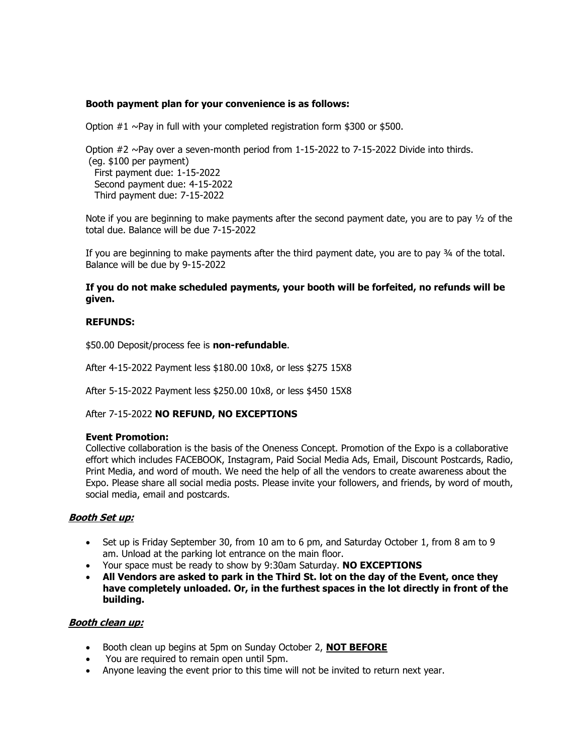**Booth payment plan for your convenience is as follows:**

Option #1 ~Pay in full with your completed registration form $300 or $500.

Option #2 ~Pay over a seven-month period from 1-15-2022 to 7-15-2022 Divide into thirds.
(eg. $100 per payment)
First payment due: 1-15-2022
Second payment due: 4-15-2022
Third payment due: 7-15-2022

Note if you are beginning to make payments after the second payment date, you are to pay ½ of the total due. Balance will be due 7-15-2022

If you are beginning to make payments after the third payment date, you are to pay ¾ of the total. Balance will be due by 9-15-2022

**If you do not make scheduled payments, your booth will be forfeited, no refunds will be given.**

**REFUNDS:**

$50.00 Deposit/process fee is **non-refundable**.

After 4-15-2022 Payment less $180.00 10x8, or less $275 15X8

After 5-15-2022 Payment less $250.00 10x8, or less $450 15X8

After 7-15-2022 **NO REFUND, NO EXCEPTIONS**

**Event Promotion:**
Collective collaboration is the basis of the Oneness Concept. Promotion of the Expo is a collaborative effort which includes FACEBOOK, Instagram, Paid Social Media Ads, Email, Discount Postcards, Radio, Print Media, and word of mouth. We need the help of all the vendors to create awareness about the Expo. Please share all social media posts. Please invite your followers, and friends, by word of mouth, social media, email and postcards.

***Booth Set up:***

- Set up is Friday September 30, from 10 am to 6 pm, and Saturday October 1, from 8 am to 9 am. Unload at the parking lot entrance on the main floor.
- Your space must be ready to show by 9:30am Saturday. **NO EXCEPTIONS**
- **All Vendors are asked to park in the Third St. lot on the day of the Event, once they have completely unloaded. Or, in the furthest spaces in the lot directly in front of the building.**

***Booth clean up:***

- Booth clean up begins at 5pm on Sunday October 2, **NOT BEFORE**
- You are required to remain open until 5pm.
- Anyone leaving the event prior to this time will not be invited to return next year.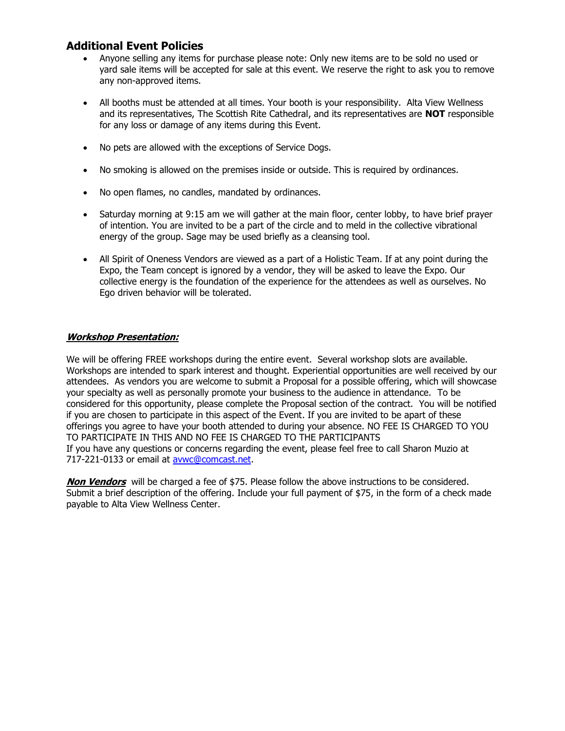## Additional Event Policies

- Anyone selling any items for purchase please note: Only new items are to be sold no used or yard sale items will be accepted for sale at this event. We reserve the right to ask you to remove any non-approved items.
- All booths must be attended at all times. Your booth is your responsibility. Alta View Wellness and its representatives, The Scottish Rite Cathedral, and its representatives are **NOT** responsible for any loss or damage of any items during this Event.
- No pets are allowed with the exceptions of Service Dogs.
- No smoking is allowed on the premises inside or outside. This is required by ordinances.
- No open flames, no candles, mandated by ordinances.
- Saturday morning at 9:15 am we will gather at the main floor, center lobby, to have brief prayer of intention. You are invited to be a part of the circle and to meld in the collective vibrational energy of the group. Sage may be used briefly as a cleansing tool.
- All Spirit of Oneness Vendors are viewed as a part of a Holistic Team. If at any point during the Expo, the Team concept is ignored by a vendor, they will be asked to leave the Expo. Our collective energy is the foundation of the experience for the attendees as well as ourselves. No Ego driven behavior will be tolerated.

***Workshop Presentation:***

We will be offering FREE workshops during the entire event. Several workshop slots are available. Workshops are intended to spark interest and thought. Experiential opportunities are well received by our attendees. As vendors you are welcome to submit a Proposal for a possible offering, which will showcase your specialty as well as personally promote your business to the audience in attendance. To be considered for this opportunity, please complete the Proposal section of the contract. You will be notified if you are chosen to participate in this aspect of the Event. If you are invited to be apart of these offerings you agree to have your booth attended to during your absence. NO FEE IS CHARGED TO YOU TO PARTICIPATE IN THIS AND NO FEE IS CHARGED TO THE PARTICIPANTS
If you have any questions or concerns regarding the event, please feel free to call Sharon Muzio at 717-221-0133 or email at avwc@comcast.net.

***Non Vendors*** will be charged a fee of $75. Please follow the above instructions to be considered. Submit a brief description of the offering. Include your full payment of $75, in the form of a check made payable to Alta View Wellness Center.